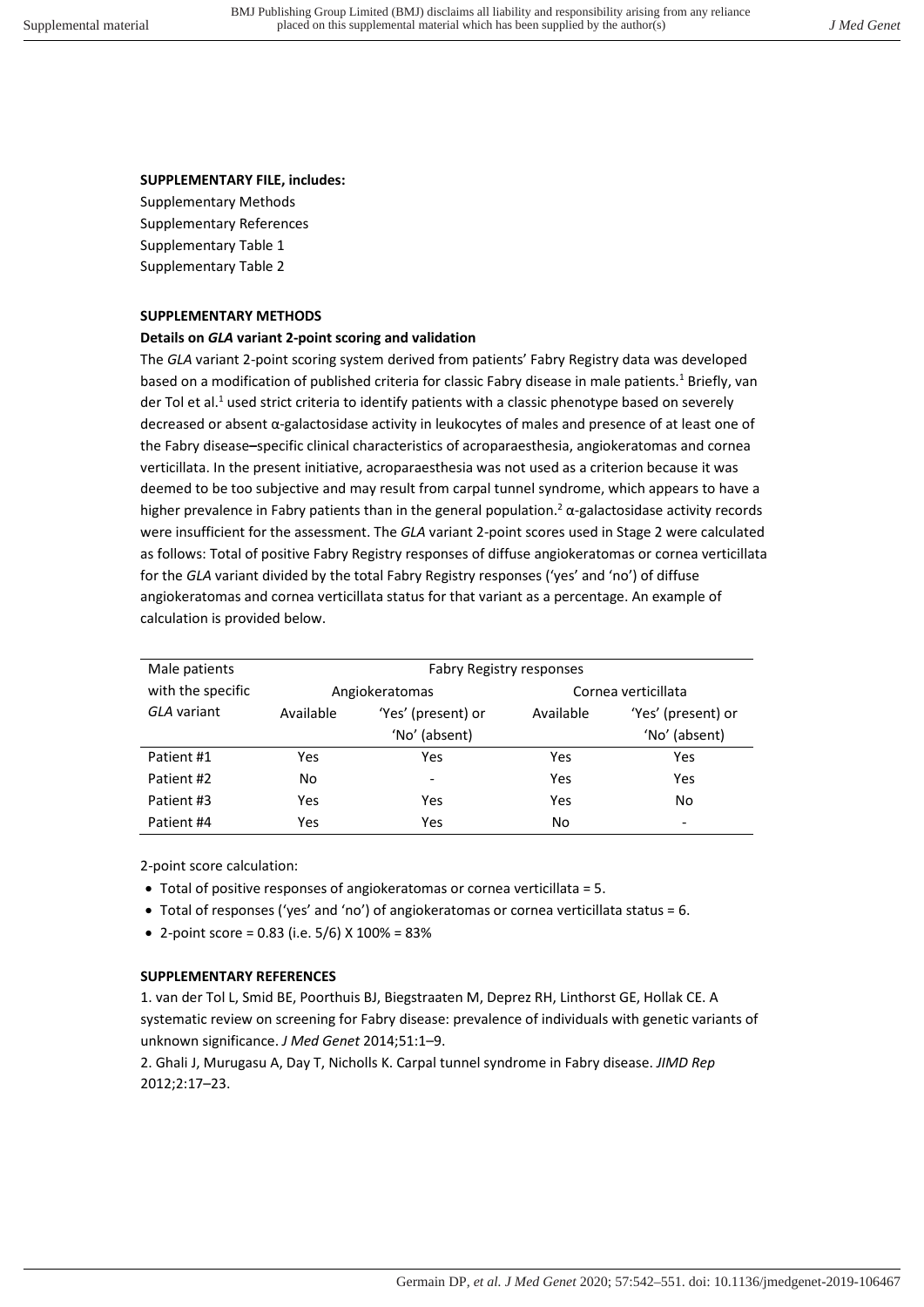**SUPPLEMENTARY FILE, includes:**

Supplementary Methods
Supplementary References
Supplementary Table 1
Supplementary Table 2

**SUPPLEMENTARY METHODS**

**Details on *GLA* variant 2-point scoring and validation**

The *GLA* variant 2-point scoring system derived from patients' Fabry Registry data was developed based on a modification of published criteria for classic Fabry disease in male patients.[1] Briefly, van der Tol et al.[1] used strict criteria to identify patients with a classic phenotype based on severely decreased or absent α-galactosidase activity in leukocytes of males and presence of at least one of the Fabry disease–specific clinical characteristics of acroparaesthesia, angiokeratomas and cornea verticillata. In the present initiative, acroparaesthesia was not used as a criterion because it was deemed to be too subjective and may result from carpal tunnel syndrome, which appears to have a higher prevalence in Fabry patients than in the general population.[2] α-galactosidase activity records were insufficient for the assessment. The *GLA* variant 2-point scores used in Stage 2 were calculated as follows: Total of positive Fabry Registry responses of diffuse angiokeratomas or cornea verticillata for the *GLA* variant divided by the total Fabry Registry responses ('yes' and 'no') of diffuse angiokeratomas and cornea verticillata status for that variant as a percentage. An example of calculation is provided below.

| Male patients with the specific *GLA* variant | Fabry Registry responses | | | |
|---|---|---|---|---|
| | Angiokeratomas | | Cornea verticillata | |
| | Available | 'Yes' (present) or 'No' (absent) | Available | 'Yes' (present) or 'No' (absent) |
| Patient #1 | Yes | Yes | Yes | Yes |
| Patient #2 | No | - | Yes | Yes |
| Patient #3 | Yes | Yes | Yes | No |
| Patient #4 | Yes | Yes | No | - |

2-point score calculation:

- Total of positive responses of angiokeratomas or cornea verticillata = 5.
- Total of responses ('yes' and 'no') of angiokeratomas or cornea verticillata status = 6.
- 2-point score = 0.83 (i.e. 5/6) X 100% = 83%

**SUPPLEMENTARY REFERENCES**

1. van der Tol L, Smid BE, Poorthuis BJ, Biegstraaten M, Deprez RH, Linthorst GE, Hollak CE. A systematic review on screening for Fabry disease: prevalence of individuals with genetic variants of unknown significance. *J Med Genet* 2014;51:1–9.

2. Ghali J, Murugasu A, Day T, Nicholls K. Carpal tunnel syndrome in Fabry disease. *JIMD Rep* 2012;2:17–23.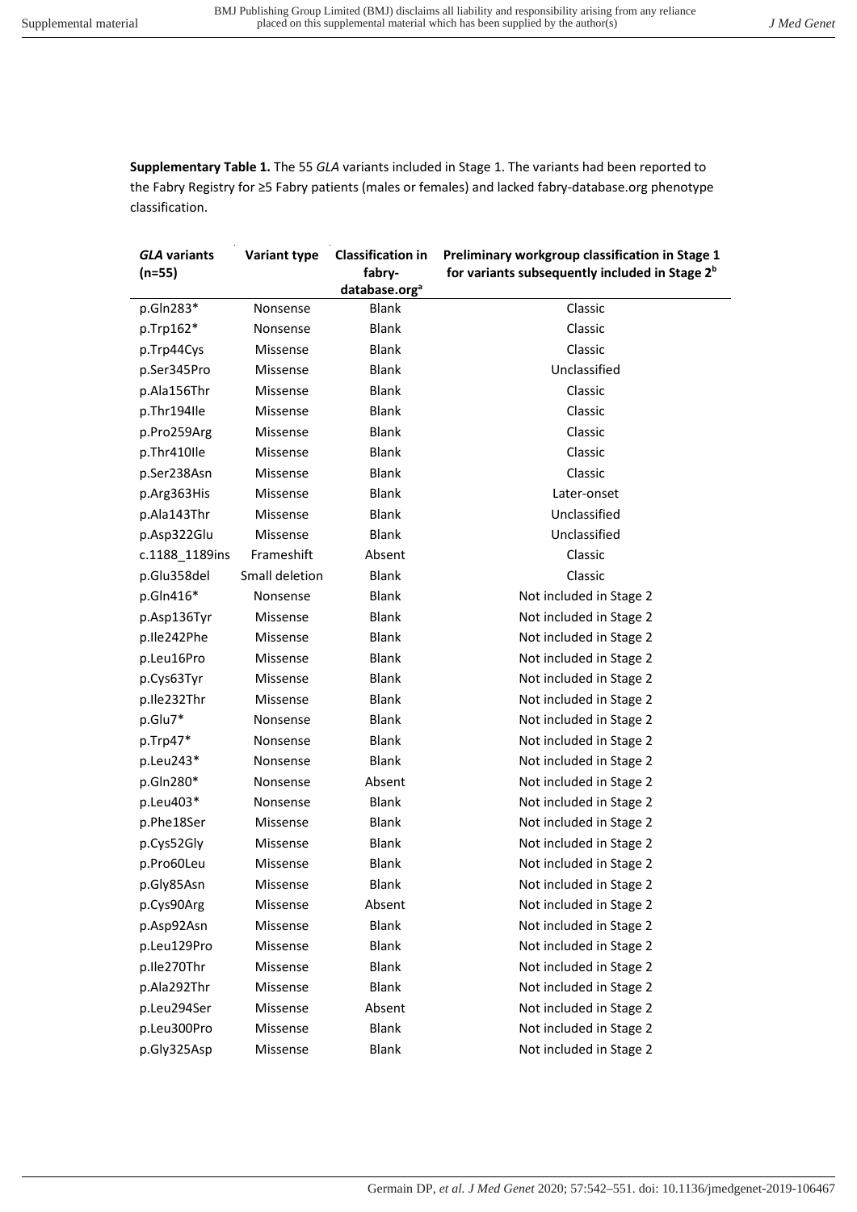**Supplementary Table 1.** The 55 *GLA* variants included in Stage 1. The variants had been reported to the Fabry Registry for ≥5 Fabry patients (males or females) and lacked fabry-database.org phenotype classification.

| *GLA* variants (n=55) | Variant type | Classification in fabry-database.org[a] | Preliminary workgroup classification in Stage 1 for variants subsequently included in Stage 2[b] |
|---|---|---|---|
| p.Gln283* | Nonsense | Blank | Classic |
| p.Trp162* | Nonsense | Blank | Classic |
| p.Trp44Cys | Missense | Blank | Classic |
| p.Ser345Pro | Missense | Blank | Unclassified |
| p.Ala156Thr | Missense | Blank | Classic |
| p.Thr194Ile | Missense | Blank | Classic |
| p.Pro259Arg | Missense | Blank | Classic |
| p.Thr410Ile | Missense | Blank | Classic |
| p.Ser238Asn | Missense | Blank | Classic |
| p.Arg363His | Missense | Blank | Later-onset |
| p.Ala143Thr | Missense | Blank | Unclassified |
| p.Asp322Glu | Missense | Blank | Unclassified |
| c.1188_1189ins | Frameshift | Absent | Classic |
| p.Glu358del | Small deletion | Blank | Classic |
| p.Gln416* | Nonsense | Blank | Not included in Stage 2 |
| p.Asp136Tyr | Missense | Blank | Not included in Stage 2 |
| p.Ile242Phe | Missense | Blank | Not included in Stage 2 |
| p.Leu16Pro | Missense | Blank | Not included in Stage 2 |
| p.Cys63Tyr | Missense | Blank | Not included in Stage 2 |
| p.Ile232Thr | Missense | Blank | Not included in Stage 2 |
| p.Glu7* | Nonsense | Blank | Not included in Stage 2 |
| p.Trp47* | Nonsense | Blank | Not included in Stage 2 |
| p.Leu243* | Nonsense | Blank | Not included in Stage 2 |
| p.Gln280* | Nonsense | Absent | Not included in Stage 2 |
| p.Leu403* | Nonsense | Blank | Not included in Stage 2 |
| p.Phe18Ser | Missense | Blank | Not included in Stage 2 |
| p.Cys52Gly | Missense | Blank | Not included in Stage 2 |
| p.Pro60Leu | Missense | Blank | Not included in Stage 2 |
| p.Gly85Asn | Missense | Blank | Not included in Stage 2 |
| p.Cys90Arg | Missense | Absent | Not included in Stage 2 |
| p.Asp92Asn | Missense | Blank | Not included in Stage 2 |
| p.Leu129Pro | Missense | Blank | Not included in Stage 2 |
| p.Ile270Thr | Missense | Blank | Not included in Stage 2 |
| p.Ala292Thr | Missense | Blank | Not included in Stage 2 |
| p.Leu294Ser | Missense | Absent | Not included in Stage 2 |
| p.Leu300Pro | Missense | Blank | Not included in Stage 2 |
| p.Gly325Asp | Missense | Blank | Not included in Stage 2 |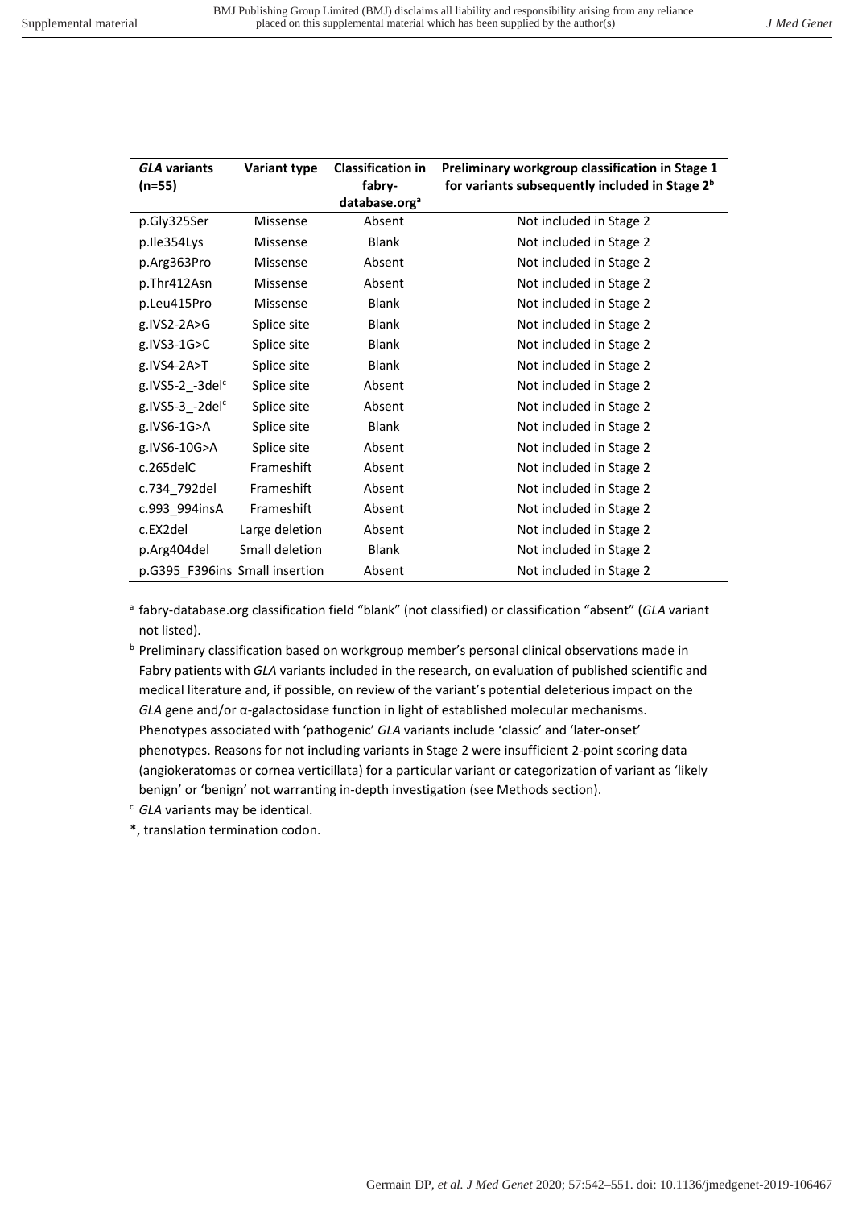| *GLA* variants (n=55) | Variant type | Classification in fabry-database.org[a] | Preliminary workgroup classification in Stage 1 for variants subsequently included in Stage 2[b] |
|---|---|---|---|
| p.Gly325Ser | Missense | Absent | Not included in Stage 2 |
| p.Ile354Lys | Missense | Blank | Not included in Stage 2 |
| p.Arg363Pro | Missense | Absent | Not included in Stage 2 |
| p.Thr412Asn | Missense | Absent | Not included in Stage 2 |
| p.Leu415Pro | Missense | Blank | Not included in Stage 2 |
| g.IVS2-2A>G | Splice site | Blank | Not included in Stage 2 |
| g.IVS3-1G>C | Splice site | Blank | Not included in Stage 2 |
| g.IVS4-2A>T | Splice site | Blank | Not included in Stage 2 |
| g.IVS5-2_-3del[c] | Splice site | Absent | Not included in Stage 2 |
| g.IVS5-3_-2del[c] | Splice site | Absent | Not included in Stage 2 |
| g.IVS6-1G>A | Splice site | Blank | Not included in Stage 2 |
| g.IVS6-10G>A | Splice site | Absent | Not included in Stage 2 |
| c.265delC | Frameshift | Absent | Not included in Stage 2 |
| c.734_792del | Frameshift | Absent | Not included in Stage 2 |
| c.993_994insA | Frameshift | Absent | Not included in Stage 2 |
| c.EX2del | Large deletion | Absent | Not included in Stage 2 |
| p.Arg404del | Small deletion | Blank | Not included in Stage 2 |
| p.G395_F396ins | Small insertion | Absent | Not included in Stage 2 |

[a] fabry-database.org classification field "blank" (not classified) or classification "absent" (*GLA* variant not listed).

[b] Preliminary classification based on workgroup member's personal clinical observations made in Fabry patients with *GLA* variants included in the research, on evaluation of published scientific and medical literature and, if possible, on review of the variant's potential deleterious impact on the *GLA* gene and/or α-galactosidase function in light of established molecular mechanisms. Phenotypes associated with 'pathogenic' *GLA* variants include 'classic' and 'later-onset' phenotypes. Reasons for not including variants in Stage 2 were insufficient 2-point scoring data (angiokeratomas or cornea verticillata) for a particular variant or categorization of variant as 'likely benign' or 'benign' not warranting in-depth investigation (see Methods section).

[c] *GLA* variants may be identical.

*, translation termination codon.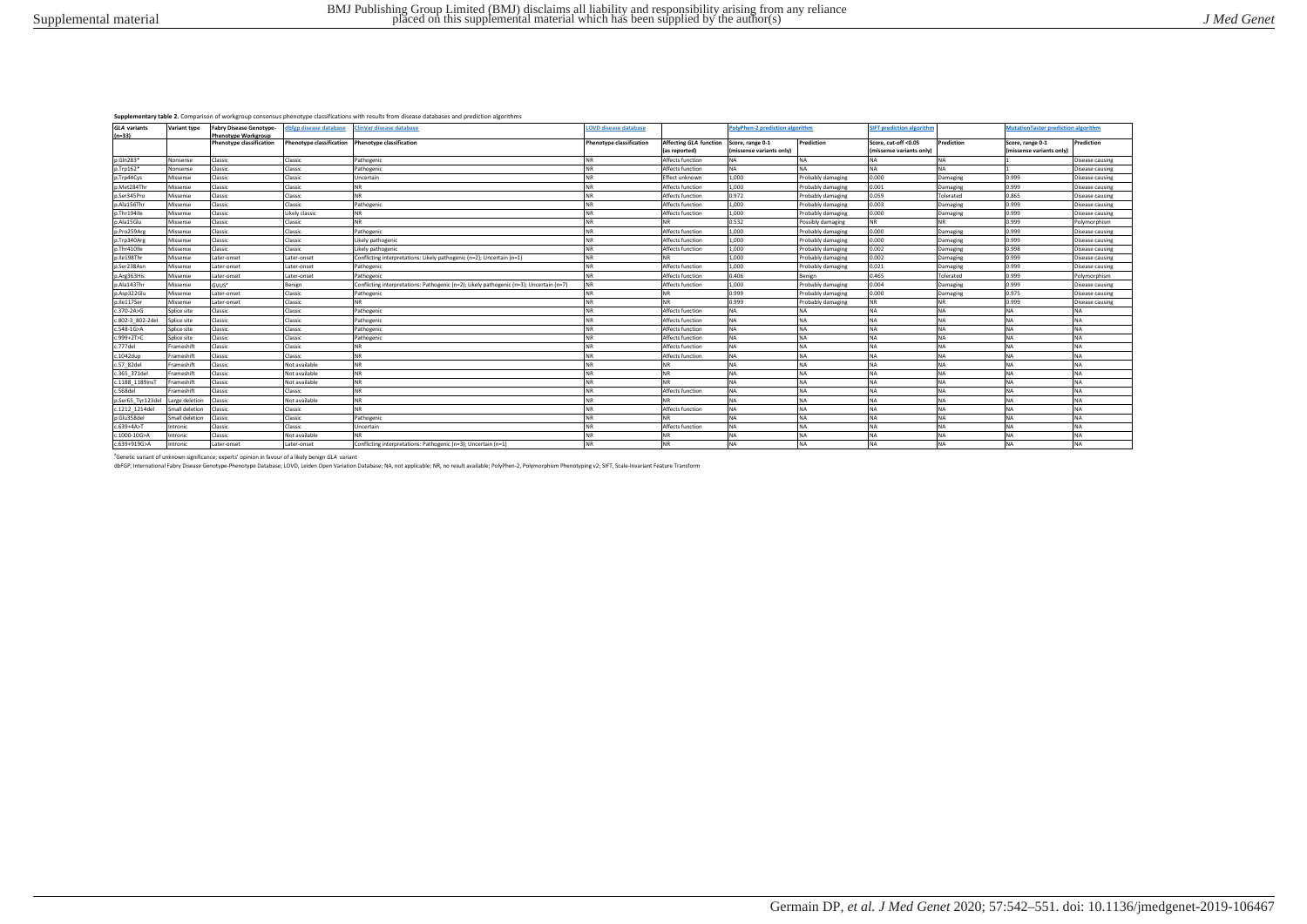**Supplementary table 2.** Comparison of workgroup consensus phenotype classifications with results from disease databases and prediction algorithms

| *GLA* variants (n=33) | Variant type | Fabry Disease Genotype-Phenotype Workgroup | dbfgp disease database | ClinVar disease database | LOVD disease database | | PolyPhen-2 prediction algorithm | | SIFT prediction algorithm | | MutationTaster prediction algorithm | |
|---|---|---|---|---|---|---|---|---|---|---|---|---|
| | | Phenotype classification | Phenotype classification | Phenotype classification | Phenotype classification | Affecting *GLA* function (as reported) | Score, range 0-1 (missense variants only) | Prediction | Score, cut-off <0.05 (missense variants only) | Prediction | Score, range 0-1 (missense variants only) | Prediction |
| p.Gln283* | Nonsense | Classic | Classic | Pathogenic | NR | Affects function | NA | NA | NA | NA | 1 | Disease causing |
| p.Trp162* | Nonsense | Classic | Classic | Pathogenic | NR | Affects function | NA | NA | NA | NA | 1 | Disease causing |
| p.Trp44Cys | Missense | Classic | Classic | Uncertain | NR | Effect unknown | 1,000 | Probably damaging | 0.000 | Damaging | 0.999 | Disease causing |
| p.Met284Thr | Missense | Classic | Classic | NR | NR | Affects function | 1,000 | Probably damaging | 0.001 | Damaging | 0.999 | Disease causing |
| p.Ser345Pro | Missense | Classic | Classic | NR | NR | Affects function | 0.972 | Probably damaging | 0.059 | Tolerated | 0.865 | Disease causing |
| p.Ala156Thr | Missense | Classic | Classic | Pathogenic | NR | Affects function | 1,000 | Probably damaging | 0.003 | Damaging | 0.999 | Disease causing |
| p.Thr194Ile | Missense | Classic | Likely classic | NR | NR | Affects function | 1,000 | Probably damaging | 0.000 | Damaging | 0.999 | Disease causing |
| p.Ala15Glu | Missense | Classic | Classic | NR | NR | NR | 0.532 | Possibly damaging | NR | NR | 0.999 | Polymorphism |
| p.Pro259Arg | Missense | Classic | Classic | Pathogenic | NR | Affects function | 1,000 | Probably damaging | 0.000 | Damaging | 0.999 | Disease causing |
| p.Trp340Arg | Missense | Classic | Classic | Likely pathogenic | NR | Affects function | 1,000 | Probably damaging | 0.000 | Damaging | 0.999 | Disease causing |
| p.Thr410Ile | Missense | Classic | Classic | Likely pathogenic | NR | Affects function | 1,000 | Probably damaging | 0.002 | Damaging | 0.998 | Disease causing |
| p.Ile198Thr | Missense | Later-onset | Later-onset | Conflicting interpretations: Likely pathogenic (n=2); Uncertain (n=1) | NR | NR | 1,000 | Probably damaging | 0.002 | Damaging | 0.999 | Disease causing |
| p.Ser238Asn | Missense | Later-onset | Later-onset | Pathogenic | NR | Affects function | 1,000 | Probably damaging | 0.021 | Damaging | 0.999 | Disease causing |
| p.Arg363His | Missense | Later-onset | Later-onset | Pathogenic | NR | Affects function | 0.406 | Benign | 0.465 | Tolerated | 0.999 | Polymorphism |
| p.Ala143Thr | Missense | GVUS[a] | Benign | Conflicting interpretations: Pathogenic (n=2); Likely pathogenic (n=3); Uncertain (n=7) | NR | Affects function | 1,000 | Probably damaging | 0.004 | Damaging | 0.999 | Disease causing |
| p.Asp322Glu | Missense | Later-onset | Classic | Pathogenic | NR | NR | 0.999 | Probably damaging | 0.000 | Damaging | 0.975 | Disease causing |
| p.Ile117Ser | Missense | Later-onset | Classic | NR | NR | NR | 0.999 | Probably damaging | NR | NR | 0.999 | Disease causing |
| c.370-2A>G | Splice site | Classic | Classic | Pathogenic | NR | Affects function | NA | NA | NA | NA | NA | NA |
| c.802-3_802-2del | Splice site | Classic | Classic | Pathogenic | NR | Affects function | NA | NA | NA | NA | NA | NA |
| c.548-1G>A | Splice site | Classic | Classic | Pathogenic | NR | Affects function | NA | NA | NA | NA | NA | NA |
| c.999+2T>C | Splice site | Classic | Classic | Pathogenic | NR | Affects function | NA | NA | NA | NA | NA | NA |
| c.777del | Frameshift | Classic | Classic | NR | NR | Affects function | NA | NA | NA | NA | NA | NA |
| c.1042dup | Frameshift | Classic | Classic | NR | NR | Affects function | NA | NA | NA | NA | NA | NA |
| c.57_82del | Frameshift | Classic | Not available | NR | NR | NR | NA | NA | NA | NA | NA | NA |
| c.365_371del | Frameshift | Classic | Not available | NR | NR | NR | NA | NA | NA | NA | NA | NA |
| c.1188_1189insT | Frameshift | Classic | Not available | NR | NR | NR | NA | NA | NA | NA | NA | NA |
| c.568del | Frameshift | Classic | Classic | NR | NR | Affects function | NA | NA | NA | NA | NA | NA |
| p.Ser65_Tyr123del | Large deletion | Classic | Not available | NR | NR | NR | NA | NA | NA | NA | NA | NA |
| c.1212_1214del | Small deletion | Classic | Classic | NR | NR | Affects function | NA | NA | NA | NA | NA | NA |
| p.Glu358del | Small deletion | Classic | Classic | Pathogenic | NR | NR | NA | NA | NA | NA | NA | NA |
| c.639+4A>T | Intronic | Classic | Classic | Uncertain | NR | Affects function | NA | NA | NA | NA | NA | NA |
| c.1000-10G>A | Intronic | Classic | Not available | NR | NR | NR | NA | NA | NA | NA | NA | NA |
| c.639+919G>A | Intronic | Later-onset | Later-onset | Conflicting interpretations: Pathogenic (n=3); Uncertain (n=1) | NR | NR | NA | NA | NA | NA | NA | NA |

[a]Genetic variant of unknown significance; experts' opinion in favour of a likely benign *GLA* variant

dbFGP, International Fabry Disease Genotype-Phenotype Database; LOVD, Leiden Open Variation Database; NA, not applicable; NR, no result available; PolyPhen-2, Polymorphism Phenotyping v2; SIFT, Scale-Invariant Feature Transform